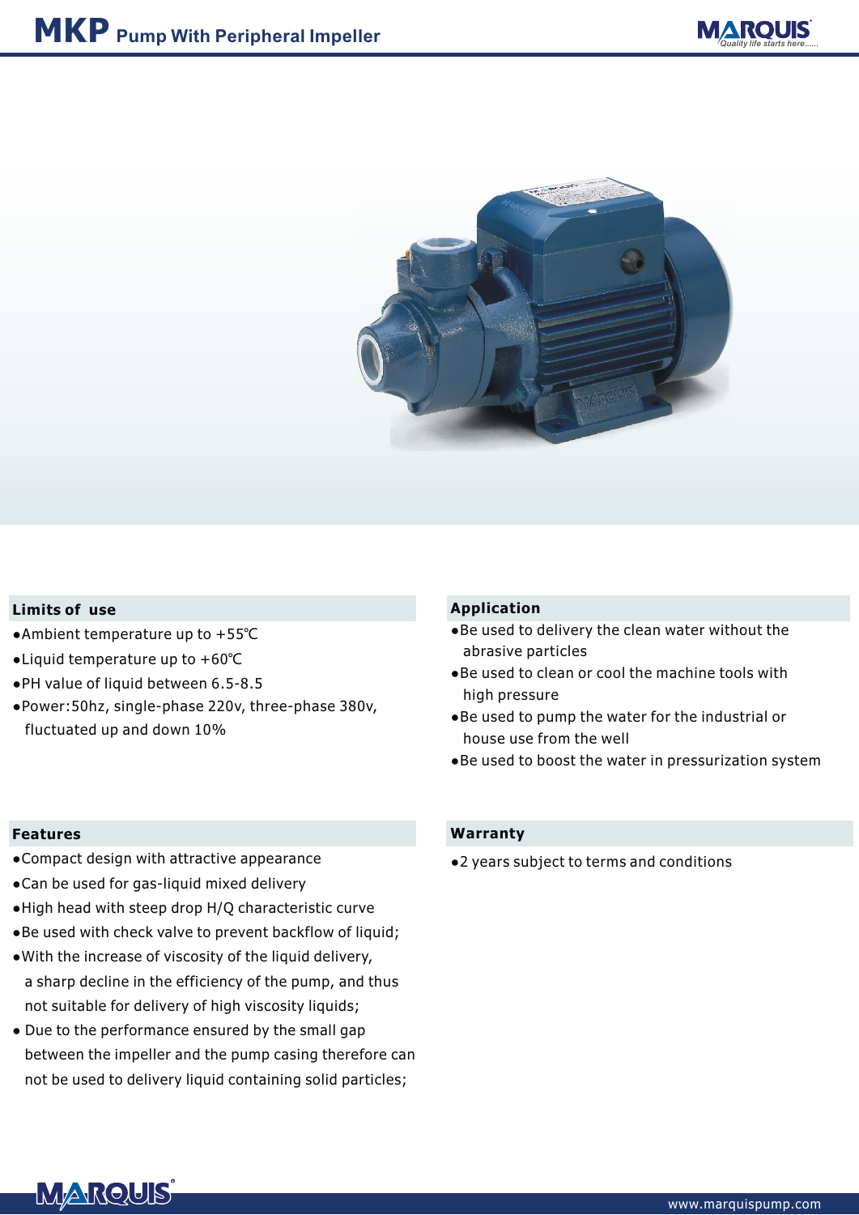# MKP Pump With Peripheral Impeller

## Limits of use

- Ambient temperature up to +55℃
- Liquid temperature up to +60℃
- PH value of liquid between 6.5-8.5
- Power:50hz, single-phase 220v, three-phase 380v, fluctuated up and down 10%

## Application

- Be used to delivery the clean water without the abrasive particles
- Be used to clean or cool the machine tools with high pressure
- Be used to pump the water for the industrial or house use from the well
- Be used to boost the water in pressurization system

## Features

- Compact design with attractive appearance
- Can be used for gas-liquid mixed delivery
- High head with steep drop H/Q characteristic curve
- Be used with check valve to prevent backflow of liquid;
- With the increase of viscosity of the liquid delivery, a sharp decline in the efficiency of the pump, and thus not suitable for delivery of high viscosity liquids;
- Due to the performance ensured by the small gap between the impeller and the pump casing therefore can not be used to delivery liquid containing solid particles;

## Warranty

- 2 years subject to terms and conditions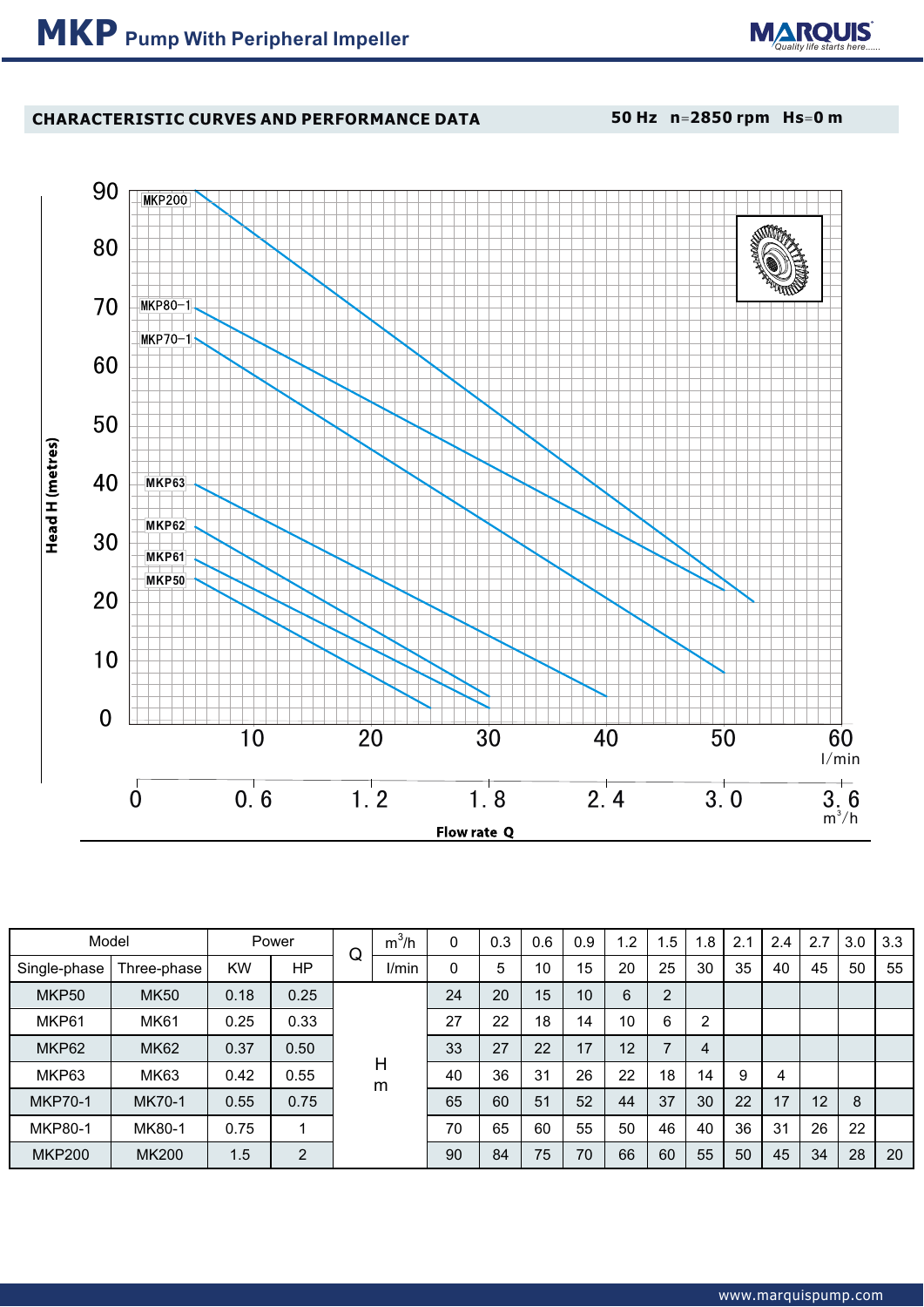# MKP Pump With Peripheral Impeller

## CHARACTERISTIC CURVES AND PERFORMANCE DATA

50 Hz n=2850 rpm Hs=0 m

| Model | | Power | | Q | m³/h | 0 | 0.3 | 0.6 | 0.9 | 1.2 | 1.5 | 1.8 | 2.1 | 2.4 | 2.7 | 3.0 | 3.3 |
|---|---|---|---|---|---|---|---|---|---|---|---|---|---|---|---|---|---|
| Single-phase | Three-phase | KW | HP | | l/min | 0 | 5 | 10 | 15 | 20 | 25 | 30 | 35 | 40 | 45 | 50 | 55 |
| MKP50 | MK50 | 0.18 | 0.25 | H m | | 24 | 20 | 15 | 10 | 6 | 2 | | | | | | |
| MKP61 | MK61 | 0.25 | 0.33 | | | 27 | 22 | 18 | 14 | 10 | 6 | 2 | | | | | |
| MKP62 | MK62 | 0.37 | 0.50 | | | 33 | 27 | 22 | 17 | 12 | 7 | 4 | | | | | |
| MKP63 | MK63 | 0.42 | 0.55 | | | 40 | 36 | 31 | 26 | 22 | 18 | 14 | 9 | 4 | | | |
| MKP70-1 | MK70-1 | 0.55 | 0.75 | | | 65 | 60 | 51 | 52 | 44 | 37 | 30 | 22 | 17 | 12 | 8 | |
| MKP80-1 | MK80-1 | 0.75 | 1 | | | 70 | 65 | 60 | 55 | 50 | 46 | 40 | 36 | 31 | 26 | 22 | |
| MKP200 | MK200 | 1.5 | 2 | | | 90 | 84 | 75 | 70 | 66 | 60 | 55 | 50 | 45 | 34 | 28 | 20 |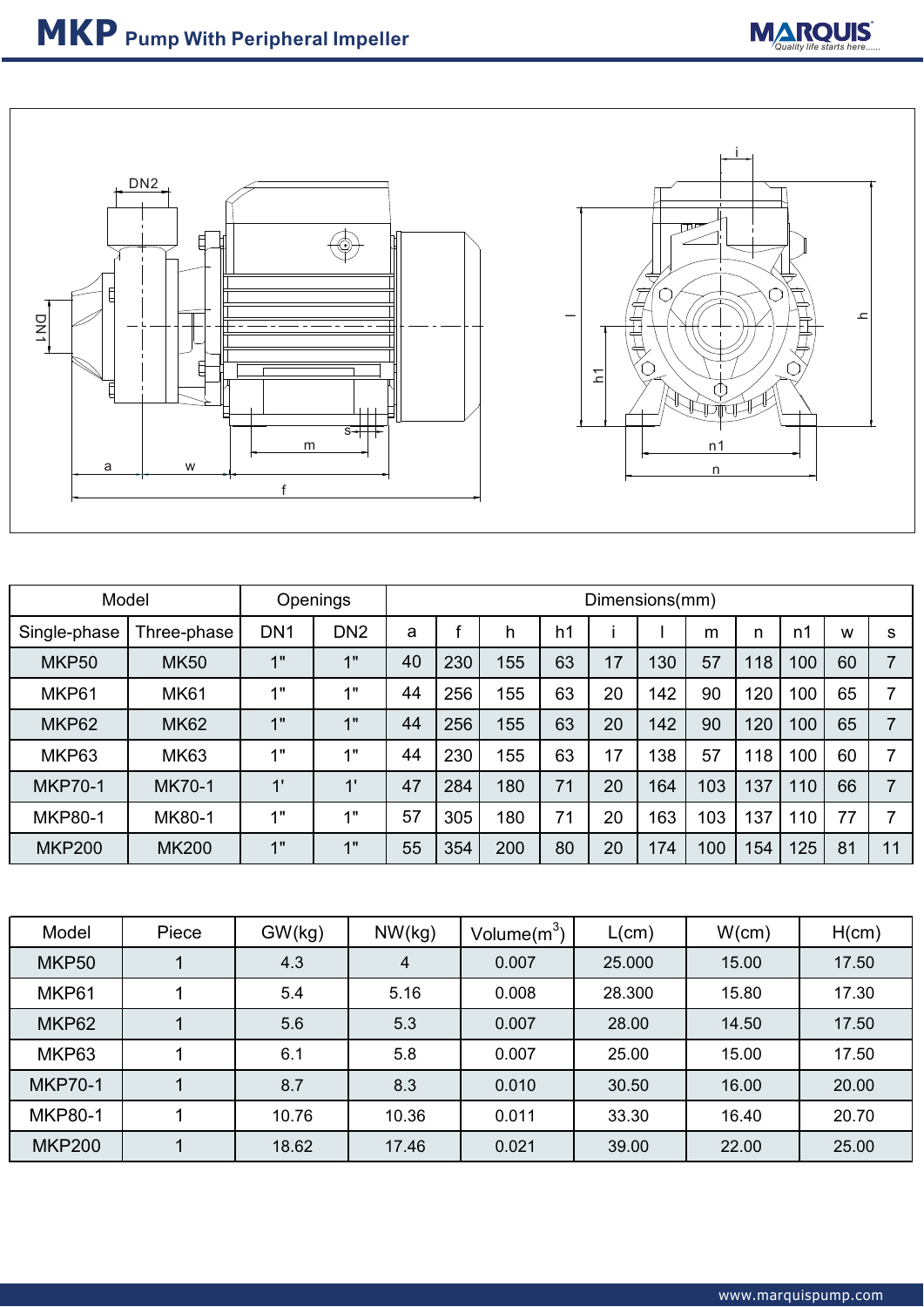# MKP Pump With Peripheral Impeller

| Model | | Openings | | Dimensions(mm) | | | | | | | | | | |
|---|---|---|---|---|---|---|---|---|---|---|---|---|---|---|
| Single-phase | Three-phase | DN1 | DN2 | a | f | h | h1 | i | l | m | n | n1 | w | s |
| MKP50 | MK50 | 1" | 1" | 40 | 230 | 155 | 63 | 17 | 130 | 57 | 118 | 100 | 60 | 7 |
| MKP61 | MK61 | 1" | 1" | 44 | 256 | 155 | 63 | 20 | 142 | 90 | 120 | 100 | 65 | 7 |
| MKP62 | MK62 | 1" | 1" | 44 | 256 | 155 | 63 | 20 | 142 | 90 | 120 | 100 | 65 | 7 |
| MKP63 | MK63 | 1" | 1" | 44 | 230 | 155 | 63 | 17 | 138 | 57 | 118 | 100 | 60 | 7 |
| MKP70-1 | MK70-1 | 1' | 1' | 47 | 284 | 180 | 71 | 20 | 164 | 103 | 137 | 110 | 66 | 7 |
| MKP80-1 | MK80-1 | 1" | 1" | 57 | 305 | 180 | 71 | 20 | 163 | 103 | 137 | 110 | 77 | 7 |
| MKP200 | MK200 | 1" | 1" | 55 | 354 | 200 | 80 | 20 | 174 | 100 | 154 | 125 | 81 | 11 |

| Model | Piece | GW(kg) | NW(kg) | Volume($m^3$) | L(cm) | W(cm) | H(cm) |
|---|---|---|---|---|---|---|---|
| MKP50 | 1 | 4.3 | 4 | 0.007 | 25.000 | 15.00 | 17.50 |
| MKP61 | 1 | 5.4 | 5.16 | 0.008 | 28.300 | 15.80 | 17.30 |
| MKP62 | 1 | 5.6 | 5.3 | 0.007 | 28.00 | 14.50 | 17.50 |
| MKP63 | 1 | 6.1 | 5.8 | 0.007 | 25.00 | 15.00 | 17.50 |
| MKP70-1 | 1 | 8.7 | 8.3 | 0.010 | 30.50 | 16.00 | 20.00 |
| MKP80-1 | 1 | 10.76 | 10.36 | 0.011 | 33.30 | 16.40 | 20.70 |
| MKP200 | 1 | 18.62 | 17.46 | 0.021 | 39.00 | 22.00 | 25.00 |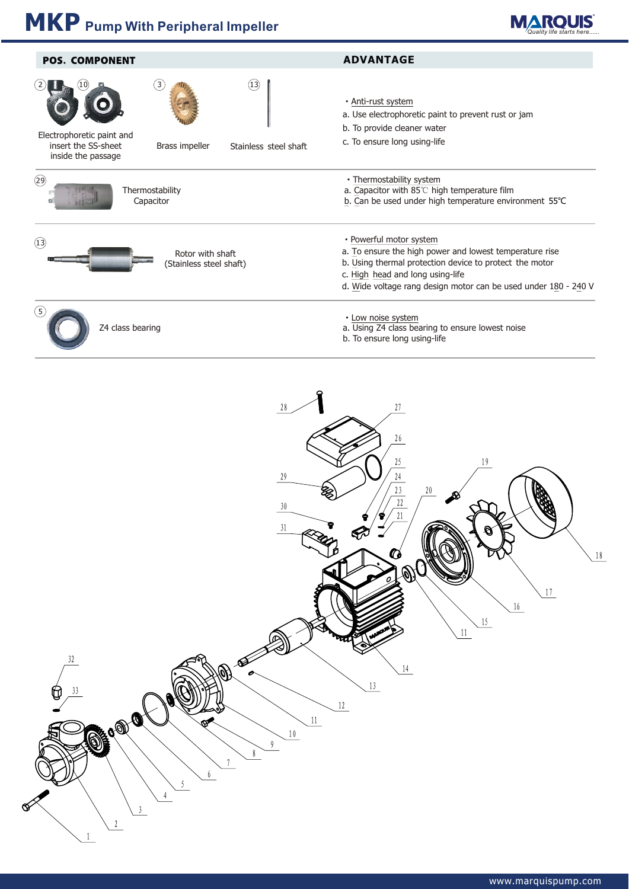# MKP Pump With Peripheral Impeller

| POS. COMPONENT | | | ADVANTAGE |
|---|---|---|---|
| 2, 10 Electrophoretic paint and insert the SS-sheet inside the passage | 3 Brass impeller | 13 Stainless steel shaft | • Anti-rust system<br>a. Use electrophoretic paint to prevent rust or jam<br>b. To provide cleaner water<br>c. To ensure long using-life |
| 29 Thermostability Capacitor | | | • Thermostability system<br>a. Capacitor with 85℃ high temperature film<br>b. Can be used under high temperature environment 55℃ |
| 13 Rotor with shaft (Stainless steel shaft) | | | • Powerful motor system<br>a. To ensure the high power and lowest temperature rise<br>b. Using thermal protection device to protect the motor<br>c. High head and long using-life<br>d. Wide voltage rang design motor can be used under 180 - 240 V |
| 5 Z4 class bearing | | | • Low noise system<br>a. Using Z4 class bearing to ensure lowest noise<br>b. To ensure long using-life |

28 27 26 25 24 23 22 21 20 19 18 17 16 15 14 13 12 11 10 9 8 7 6 5 4 3 2 1 29 30 31 32 33 11